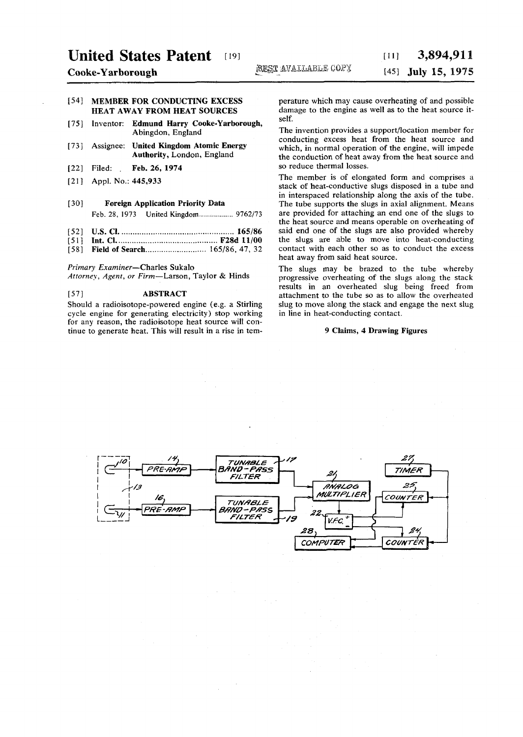# United States Patent [19]

**Cooke-Yarborough**

BEST AVAILABLE COPY

[11] **3,894,911**

[45] **July 15, 1975**

[54] **MEMBER FOR CONDUCTING EXCESS HEAT AWAY FROM HEAT SOURCES**

[75] Inventor: **Edmund Harry Cooke-Yarborough**, Abingdon, England

[73] Assignee: **United Kingdom Atomic Energy Authority**, London, England

[22] Filed: **Feb. 26, 1974**

[21] Appl. No.: **445,933**

[30] **Foreign Application Priority Data**

Feb. 28, 1973 United Kingdom................. 9762/73

[52] **U.S. Cl.** .................................................. **165/86**

[51] **Int. Cl.** ............................................ **F28d 11/00**

[58] **Field of Search**........................... 165/86, 47, 32

*Primary Examiner*—Charles Sukalo

*Attorney, Agent, or Firm*—Larson, Taylor & Hinds

[57] **ABSTRACT**

Should a radioisotope-powered engine (e.g. a Stirling cycle engine for generating electricity) stop working for any reason, the radioisotope heat source will continue to generate heat. This will result in a rise in temperature which may cause overheating of and possible damage to the engine as well as to the heat source itself.

The invention provides a support/location member for conducting excess heat from the heat source and which, in normal operation of the engine, will impede the conduction of heat away from the heat source and so reduce thermal losses.

The member is of elongated form and comprises a stack of heat-conductive slugs disposed in a tube and in interspaced relationship along the axis of the tube. The tube supports the slugs in axial alignment. Means are provided for attaching an end one of the slugs to the heat source and means operable on overheating of said end one of the slugs are also provided whereby the slugs are able to move into heat-conducting contact with each other so as to conduct the excess heat away from said heat source.

The slugs may be brazed to the tube whereby progressive overheating of the slugs along the stack results in an overheated slug being freed from attachment to the tube so as to allow the overheated slug to move along the stack and engage the next slug in line in heat-conducting contact.

**9 Claims, 4 Drawing Figures**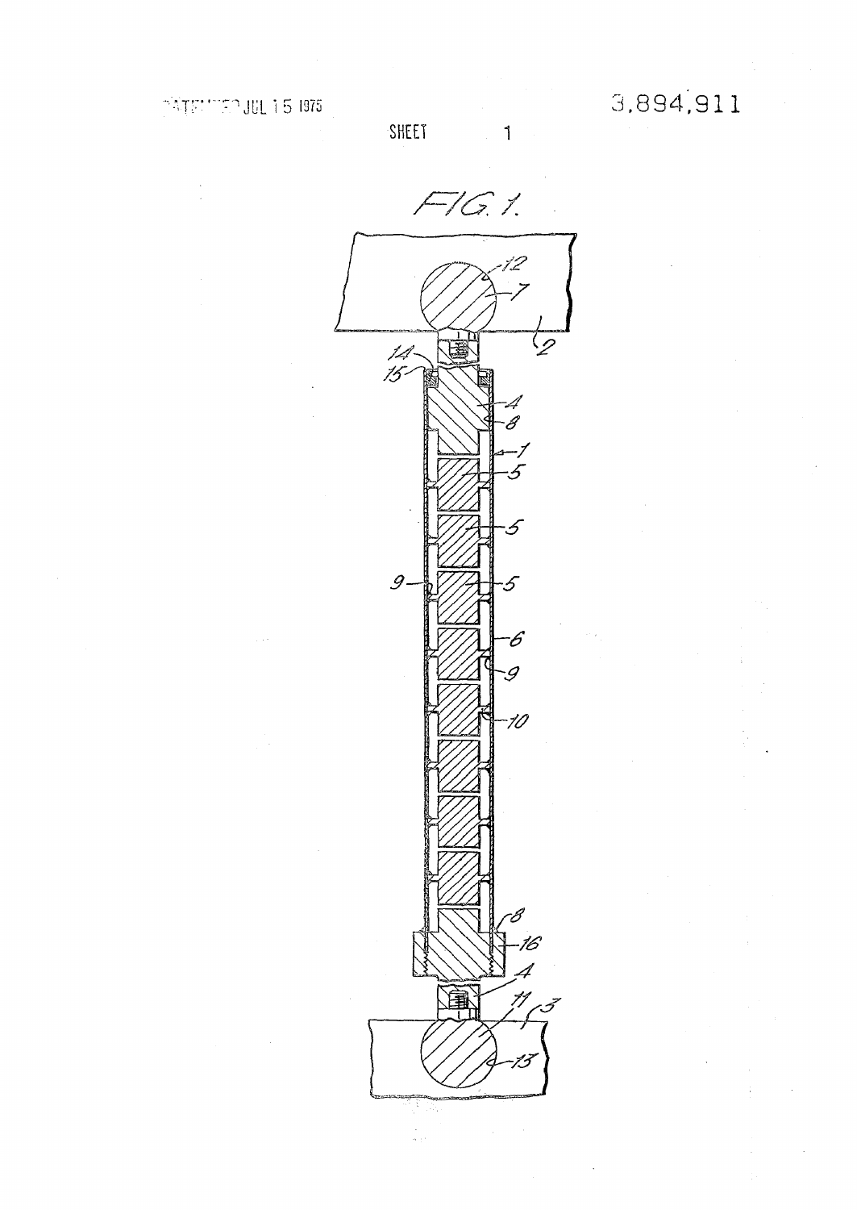SHEET 1

FIG. 1.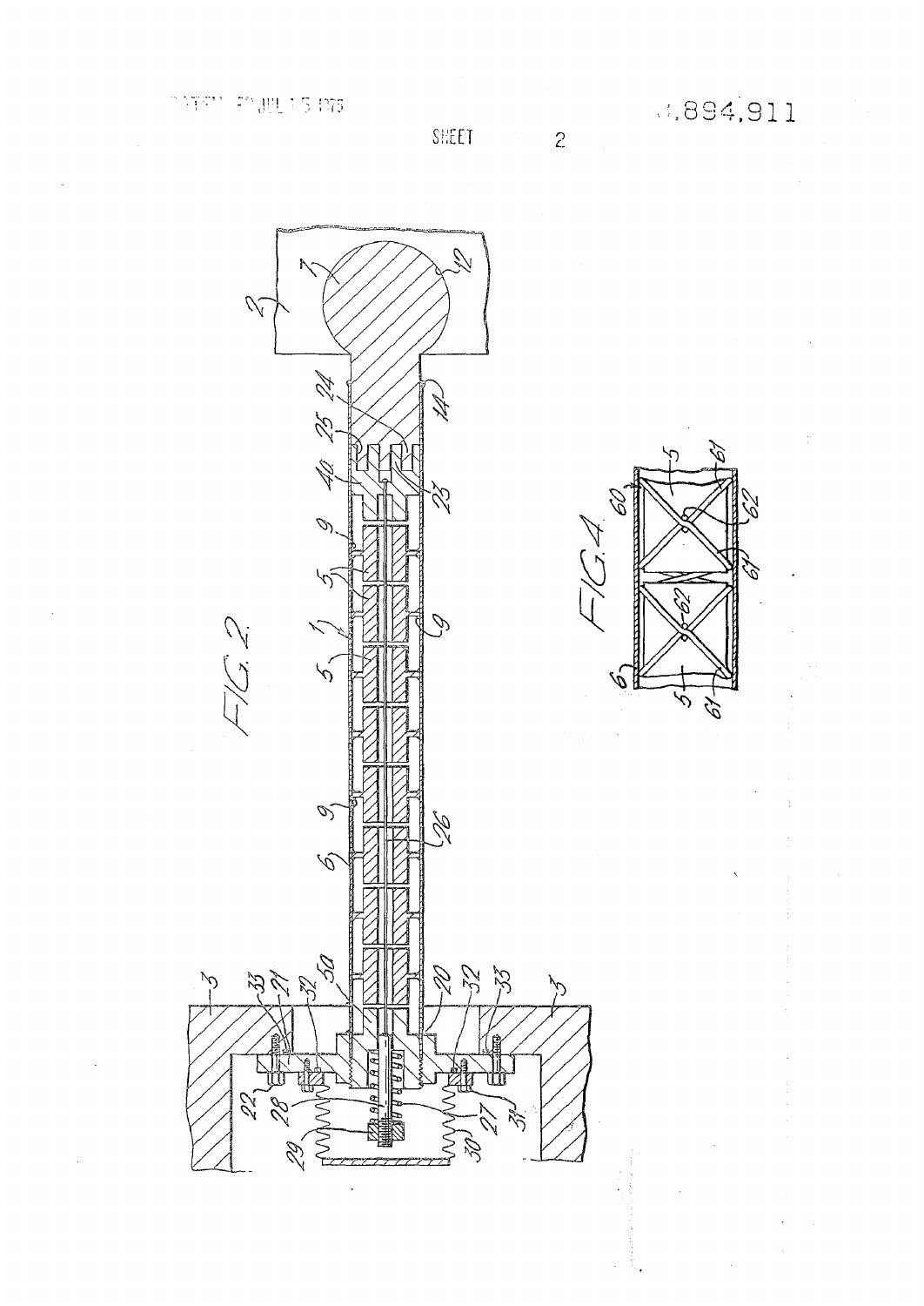SHEET 2

FIG. 2.

FIG. 4.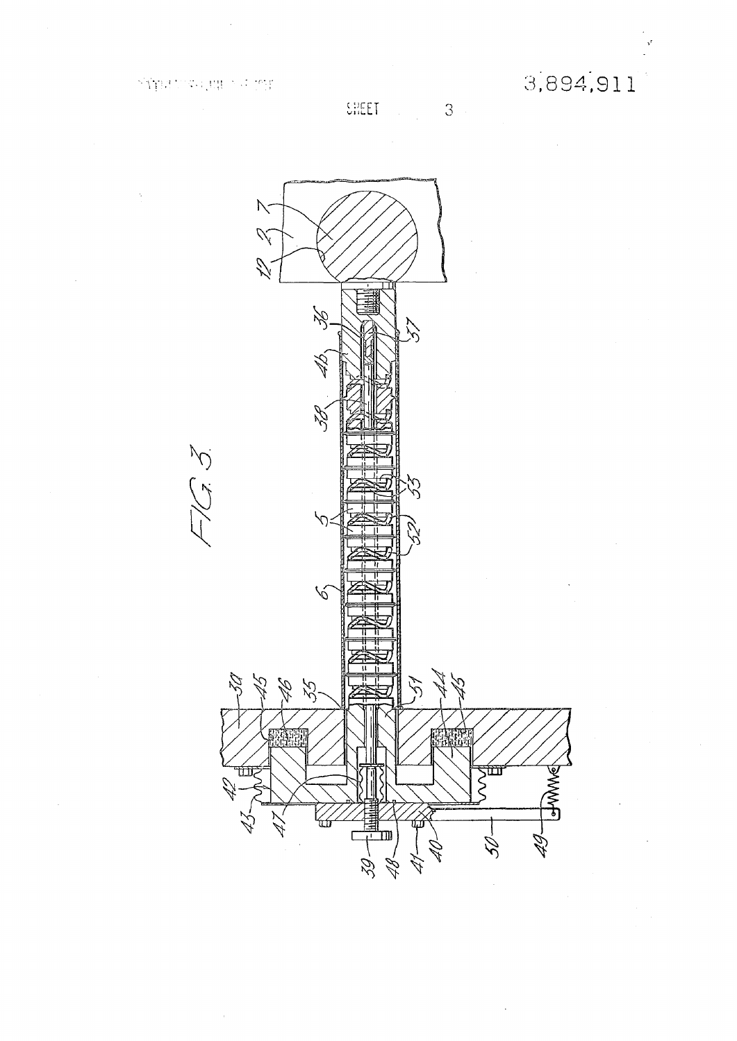FIG. 3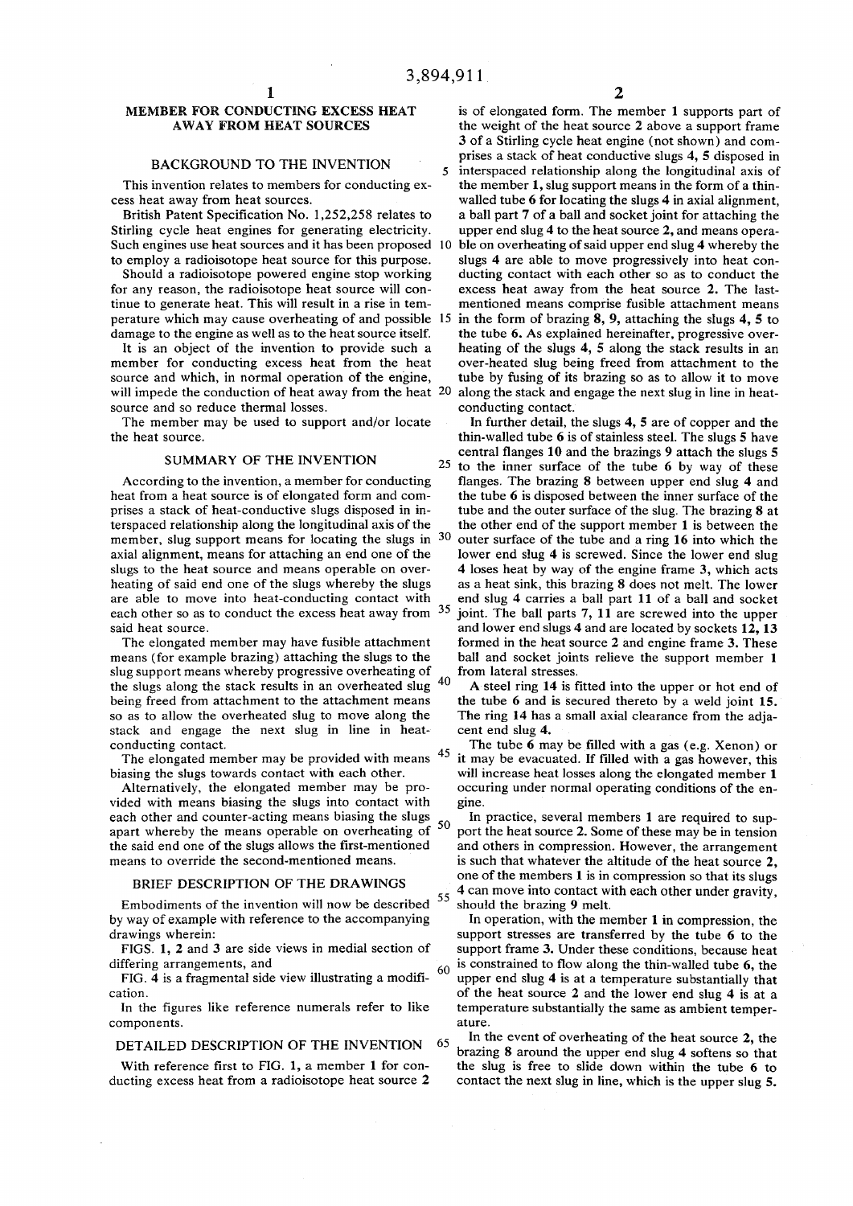# MEMBER FOR CONDUCTING EXCESS HEAT AWAY FROM HEAT SOURCES

## BACKGROUND TO THE INVENTION

This invention relates to members for conducting excess heat away from heat sources.

British Patent Specification No. 1,252,258 relates to Stirling cycle heat engines for generating electricity. Such engines use heat sources and it has been proposed to employ a radioisotope heat source for this purpose.

Should a radioisotope powered engine stop working for any reason, the radioisotope heat source will continue to generate heat. This will result in a rise in temperature which may cause overheating of and possible damage to the engine as well as to the heat source itself.

It is an object of the invention to provide such a member for conducting excess heat from the heat source and which, in normal operation of the engine, will impede the conduction of heat away from the heat source and so reduce thermal losses.

The member may be used to support and/or locate the heat source.

## SUMMARY OF THE INVENTION

According to the invention, a member for conducting heat from a heat source is of elongated form and comprises a stack of heat-conductive slugs disposed in interspaced relationship along the longitudinal axis of the member, slug support means for locating the slugs in axial alignment, means for attaching an end one of the slugs to the heat source and means operable on overheating of said end one of the slugs whereby the slugs are able to move into heat-conducting contact with each other so as to conduct the excess heat away from said heat source.

The elongated member may have fusible attachment means (for example brazing) attaching the slugs to the slug support means whereby progressive overheating of the slugs along the stack results in an overheated slug being freed from attachment to the attachment means so as to allow the overheated slug to move along the stack and engage the next slug in line in heat-conducting contact.

The elongated member may be provided with means biasing the slugs towards contact with each other.

Alternatively, the elongated member may be provided with means biasing the slugs into contact with each other and counter-acting means biasing the slugs apart whereby the means operable on overheating of the said end one of the slugs allows the first-mentioned means to override the second-mentioned means.

## BRIEF DESCRIPTION OF THE DRAWINGS

Embodiments of the invention will now be described by way of example with reference to the accompanying drawings wherein:

FIGS. 1, 2 and 3 are side views in medial section of differing arrangements, and

FIG. 4 is a fragmental side view illustrating a modification.

In the figures like reference numerals refer to like components.

## DETAILED DESCRIPTION OF THE INVENTION

With reference first to FIG. 1, a member 1 for conducting excess heat from a radioisotope heat source 2 is of elongated form. The member 1 supports part of the weight of the heat source 2 above a support frame 3 of a Stirling cycle heat engine (not shown) and comprises a stack of heat conductive slugs 4, 5 disposed in interspaced relationship along the longitudinal axis of the member 1, slug support means in the form of a thin-walled tube 6 for locating the slugs 4 in axial alignment, a ball part 7 of a ball and socket joint for attaching the upper end slug 4 to the heat source 2, and means operable on overheating of said upper end slug 4 whereby the slugs 4 are able to move progressively into heat conducting contact with each other so as to conduct the excess heat away from the heat source 2. The last-mentioned means comprise fusible attachment means in the form of brazing 8, 9, attaching the slugs 4, 5 to the tube 6. As explained hereinafter, progressive overheating of the slugs 4, 5 along the stack results in an over-heated slug being freed from attachment to the tube by fusing of its brazing so as to allow it to move along the stack and engage the next slug in line in heat-conducting contact.

In further detail, the slugs 4, 5 are of copper and the thin-walled tube 6 is of stainless steel. The slugs 5 have central flanges 10 and the brazings 9 attach the slugs 5 to the inner surface of the tube 6 by way of these flanges. The brazing 8 between upper end slug 4 and the tube 6 is disposed between the inner surface of the tube and the outer surface of the slug. The brazing 8 at the other end of the support member 1 is between the outer surface of the tube and a ring 16 into which the lower end slug 4 is screwed. Since the lower end slug 4 loses heat by way of the engine frame 3, which acts as a heat sink, this brazing 8 does not melt. The lower end slug 4 carries a ball part 11 of a ball and socket joint. The ball parts 7, 11 are screwed into the upper and lower end slugs 4 and are located by sockets 12, 13 formed in the heat source 2 and engine frame 3. These ball and socket joints relieve the support member 1 from lateral stresses.

A steel ring 14 is fitted into the upper or hot end of the tube 6 and is secured thereto by a weld joint 15. The ring 14 has a small axial clearance from the adjacent end slug 4.

The tube 6 may be filled with a gas (e.g. Xenon) or it may be evacuated. If filled with a gas however, this will increase heat losses along the elongated member 1 occuring under normal operating conditions of the engine.

In practice, several members 1 are required to support the heat source 2. Some of these may be in tension and others in compression. However, the arrangement is such that whatever the altitude of the heat source 2, one of the members 1 is in compression so that its slugs 4 can move into contact with each other under gravity, should the brazing 9 melt.

In operation, with the member 1 in compression, the support stresses are transferred by the tube 6 to the support frame 3. Under these conditions, because heat is constrained to flow along the thin-walled tube 6, the upper end slug 4 is at a temperature substantially that of the heat source 2 and the lower end slug 4 is at a temperature substantially the same as ambient temperature.

In the event of overheating of the heat source 2, the brazing 8 around the upper end slug 4 softens so that the slug is free to slide down within the tube 6 to contact the next slug in line, which is the upper slug 5.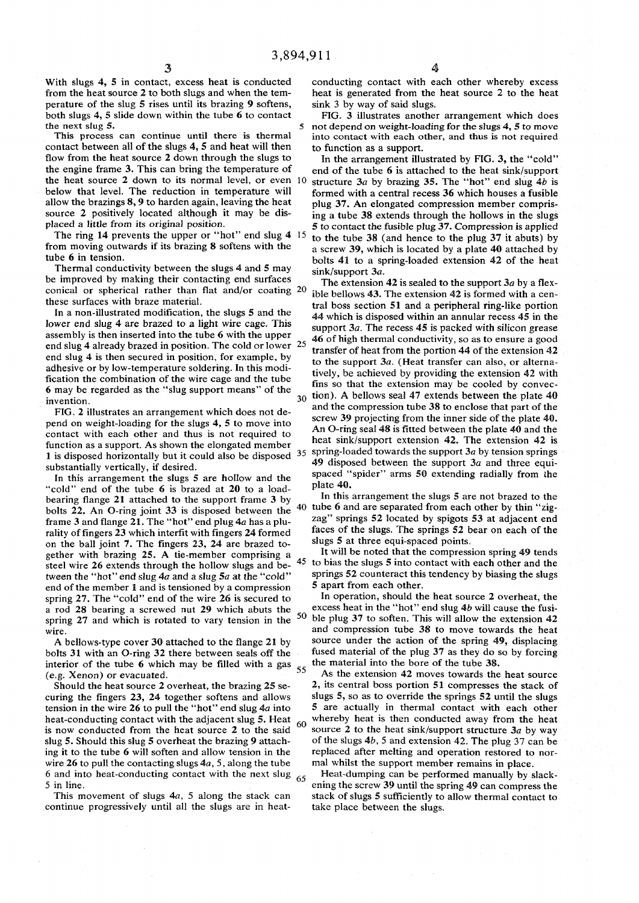With slugs 4, 5 in contact, excess heat is conducted from the heat source 2 to both slugs and when the temperature of the slug 5 rises until its brazing 9 softens, both slugs 4, 5 slide down within the tube 6 to contact the next slug 5.

This process can continue until there is thermal contact between all of the slugs 4, 5 and heat will then flow from the heat source 2 down through the slugs to the engine frame 3. This can bring the temperature of the heat source 2 down to its normal level, or even below that level. The reduction in temperature will allow the brazings 8, 9 to harden again, leaving the heat source 2 positively located although it may be displaced a little from its original position.

The ring 14 prevents the upper or "hot" end slug 4 from moving outwards if its brazing 8 softens with the tube 6 in tension.

Thermal conductivity between the slugs 4 and 5 may be improved by making their contacting end surfaces conical or spherical rather than flat and/or coating these surfaces with braze material.

In a non-illustrated modification, the slugs 5 and the lower end slug 4 are brazed to a light wire cage. This assembly is then inserted into the tube 6 with the upper end slug 4 already brazed in position. The cold or lower end slug 4 is then secured in position, for example, by adhesive or by low-temperature soldering. In this modification the combination of the wire cage and the tube 6 may be regarded as the "slug support means" of the invention.

FIG. 2 illustrates an arrangement which does not depend on weight-loading for the slugs 4, 5 to move into contact with each other and thus is not required to function as a support. As shown the elongated member 1 is disposed horizontally but it could also be disposed substantially vertically, if desired.

In this arrangement the slugs 5 are hollow and the "cold" end of the tube 6 is brazed at 20 to a load-bearing flange 21 attached to the support frame 3 by bolts 22. An O-ring joint 33 is disposed between the frame 3 and flange 21. The "hot" end plug 4a has a plurality of fingers 23 which interfit with fingers 24 formed on the ball joint 7. The fingers 23, 24 are brazed together with brazing 25. A tie-member comprising a steel wire 26 extends through the hollow slugs and between the "hot" end slug 4a and a slug 5a at the "cold" end of the member 1 and is tensioned by a compression spring 27. The "cold" end of the wire 26 is secured to a rod 28 bearing a screwed nut 29 which abuts the spring 27 and which is rotated to vary tension in the wire.

A bellows-type cover 30 attached to the flange 21 by bolts 31 with an O-ring 32 there between seals off the interior of the tube 6 which may be filled with a gas (e.g. Xenon) or evacuated.

Should the heat source 2 overheat, the brazing 25 securing the fingers 23, 24 together softens and allows tension in the wire 26 to pull the "hot" end slug 4a into heat-conducting contact with the adjacent slug 5. Heat is now conducted from the heat source 2 to the said slug 5. Should this slug 5 overheat the brazing 9 attaching it to the tube 6 will soften and allow tension in the wire 26 to pull the contacting slugs 4a, 5, along the tube 6 and into heat-conducting contact with the next slug 5 in line.

This movement of slugs 4a, 5 along the stack can continue progressively until all the slugs are in heat-conducting contact with each other whereby excess heat is generated from the heat source 2 to the heat sink 3 by way of said slugs.

FIG. 3 illustrates another arrangement which does not depend on weight-loading for the slugs 4, 5 to move into contact with each other, and thus is not required to function as a support.

In the arrangement illustrated by FIG. 3, the "cold" end of the tube 6 is attached to the heat sink/support structure 3a by brazing 35. The "hot" end slug 4b is formed with a central recess 36 which houses a fusible plug 37. An elongated compression member comprising a tube 38 extends through the hollows in the slugs 5 to contact the fusible plug 37. Compression is applied to the tube 38 (and hence to the plug 37 it abuts) by a screw 39, which is located by a plate 40 attached by bolts 41 to a spring-loaded extension 42 of the heat sink/support 3a.

The extension 42 is sealed to the support 3a by a flexible bellows 43. The extension 42 is formed with a central boss section 51 and a peripheral ring-like portion 44 which is disposed within an annular recess 45 in the support 3a. The recess 45 is packed with silicon grease 46 of high thermal conductivity, so as to ensure a good transfer of heat from the portion 44 of the extension 42 to the support 3a. (Heat transfer can also, or alternatively, be achieved by providing the extension 42 with fins so that the extension may be cooled by convection). A bellows seal 47 extends between the plate 40 and the compression tube 38 to enclose that part of the screw 39 projecting from the inner side of the plate 40. An O-ring seal 48 is fitted between the plate 40 and the heat sink/support extension 42. The extension 42 is spring-loaded towards the support 3a by tension springs 49 disposed between the support 3a and three equi-spaced "spider" arms 50 extending radially from the plate 40.

In this arrangement the slugs 5 are not brazed to the tube 6 and are separated from each other by thin "zig-zag" springs 52 located by spigots 53 at adjacent end faces of the slugs. The springs 52 bear on each of the slugs 5 at three equi-spaced points.

It will be noted that the compression spring 49 tends to bias the slugs 5 into contact with each other and the springs 52 counteract this tendency by biasing the slugs 5 apart from each other.

In operation, should the heat source 2 overheat, the excess heat in the "hot" end slug 4b will cause the fusible plug 37 to soften. This will allow the extension 42 and compression tube 38 to move towards the heat source under the action of the spring 49, displacing fused material of the plug 37 as they do so by forcing the material into the bore of the tube 38.

As the extension 42 moves towards the heat source 2, its central boss portion 51 compresses the stack of slugs 5, so as to override the springs 52 until the slugs 5 are actually in thermal contact with each other whereby heat is then conducted away from the heat source 2 to the heat sink/support structure 3a by way of the slugs 4b, 5 and extension 42. The plug 37 can be replaced after melting and operation restored to normal whilst the support member remains in place.

Heat-dumping can be performed manually by slackening the screw 39 until the spring 49 can compress the stack of slugs 5 sufficiently to allow thermal contact to take place between the slugs.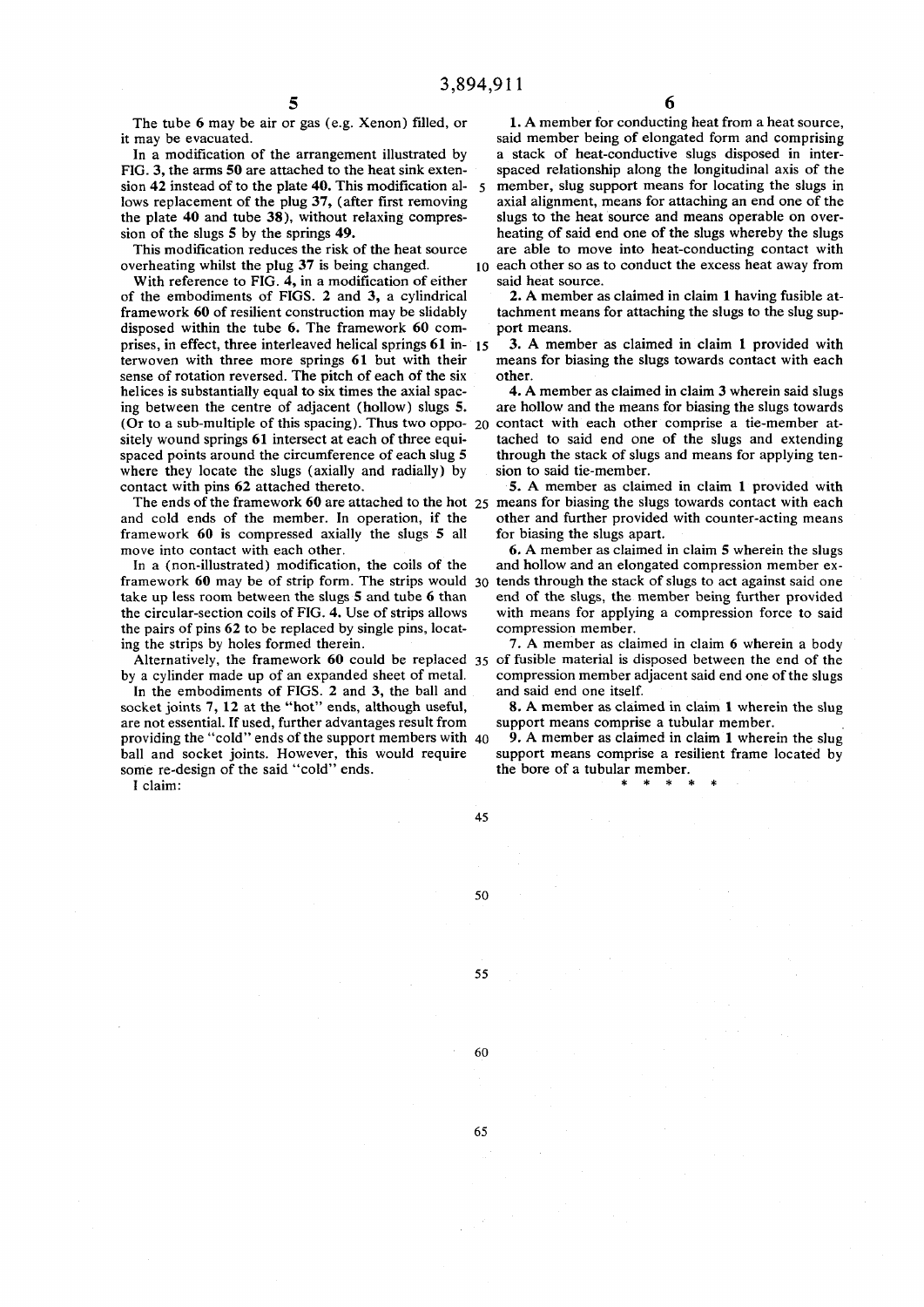The tube 6 may be air or gas (e.g. Xenon) filled, or it may be evacuated.

In a modification of the arrangement illustrated by FIG. 3, the arms 50 are attached to the heat sink extension 42 instead of to the plate 40. This modification allows replacement of the plug 37, (after first removing the plate 40 and tube 38), without relaxing compression of the slugs 5 by the springs 49.

This modification reduces the risk of the heat source overheating whilst the plug 37 is being changed.

With reference to FIG. 4, in a modification of either of the embodiments of FIGS. 2 and 3, a cylindrical framework 60 of resilient construction may be slidably disposed within the tube 6. The framework 60 comprises, in effect, three interleaved helical springs 61 interwoven with three more springs 61 but with their sense of rotation reversed. The pitch of each of the six helices is substantially equal to six times the axial spacing between the centre of adjacent (hollow) slugs 5. (Or to a sub-multiple of this spacing). Thus two oppositely wound springs 61 intersect at each of three equispaced points around the circumference of each slug 5 where they locate the slugs (axially and radially) by contact with pins 62 attached thereto.

The ends of the framework 60 are attached to the hot and cold ends of the member. In operation, if the framework 60 is compressed axially the slugs 5 all move into contact with each other.

In a (non-illustrated) modification, the coils of the framework 60 may be of strip form. The strips would take up less room between the slugs 5 and tube 6 than the circular-section coils of FIG. 4. Use of strips allows the pairs of pins 62 to be replaced by single pins, locating the strips by holes formed therein.

Alternatively, the framework 60 could be replaced by a cylinder made up of an expanded sheet of metal.

In the embodiments of FIGS. 2 and 3, the ball and socket joints 7, 12 at the "hot" ends, although useful, are not essential. If used, further advantages result from providing the "cold" ends of the support members with ball and socket joints. However, this would require some re-design of the said "cold" ends.

I claim:

1. A member for conducting heat from a heat source, said member being of elongated form and comprising a stack of heat-conductive slugs disposed in interspaced relationship along the longitudinal axis of the member, slug support means for locating the slugs in axial alignment, means for attaching an end one of the slugs to the heat source and means operable on overheating of said end one of the slugs whereby the slugs are able to move into heat-conducting contact with each other so as to conduct the excess heat away from said heat source.

2. A member as claimed in claim 1 having fusible attachment means for attaching the slugs to the slug support means.

3. A member as claimed in claim 1 provided with means for biasing the slugs towards contact with each other.

4. A member as claimed in claim 3 wherein said slugs are hollow and the means for biasing the slugs towards contact with each other comprise a tie-member attached to said end one of the slugs and extending through the stack of slugs and means for applying tension to said tie-member.

5. A member as claimed in claim 1 provided with means for biasing the slugs towards contact with each other and further provided with counter-acting means for biasing the slugs apart.

6. A member as claimed in claim 5 wherein the slugs and hollow and an elongated compression member extends through the stack of slugs to act against said one end of the slugs, the member being further provided with means for applying a compression force to said compression member.

7. A member as claimed in claim 6 wherein a body of fusible material is disposed between the end of the compression member adjacent said end one of the slugs and said end one itself.

8. A member as claimed in claim 1 wherein the slug support means comprise a tubular member.

9. A member as claimed in claim 1 wherein the slug support means comprise a resilient frame located by the bore of a tubular member.

* * * * *